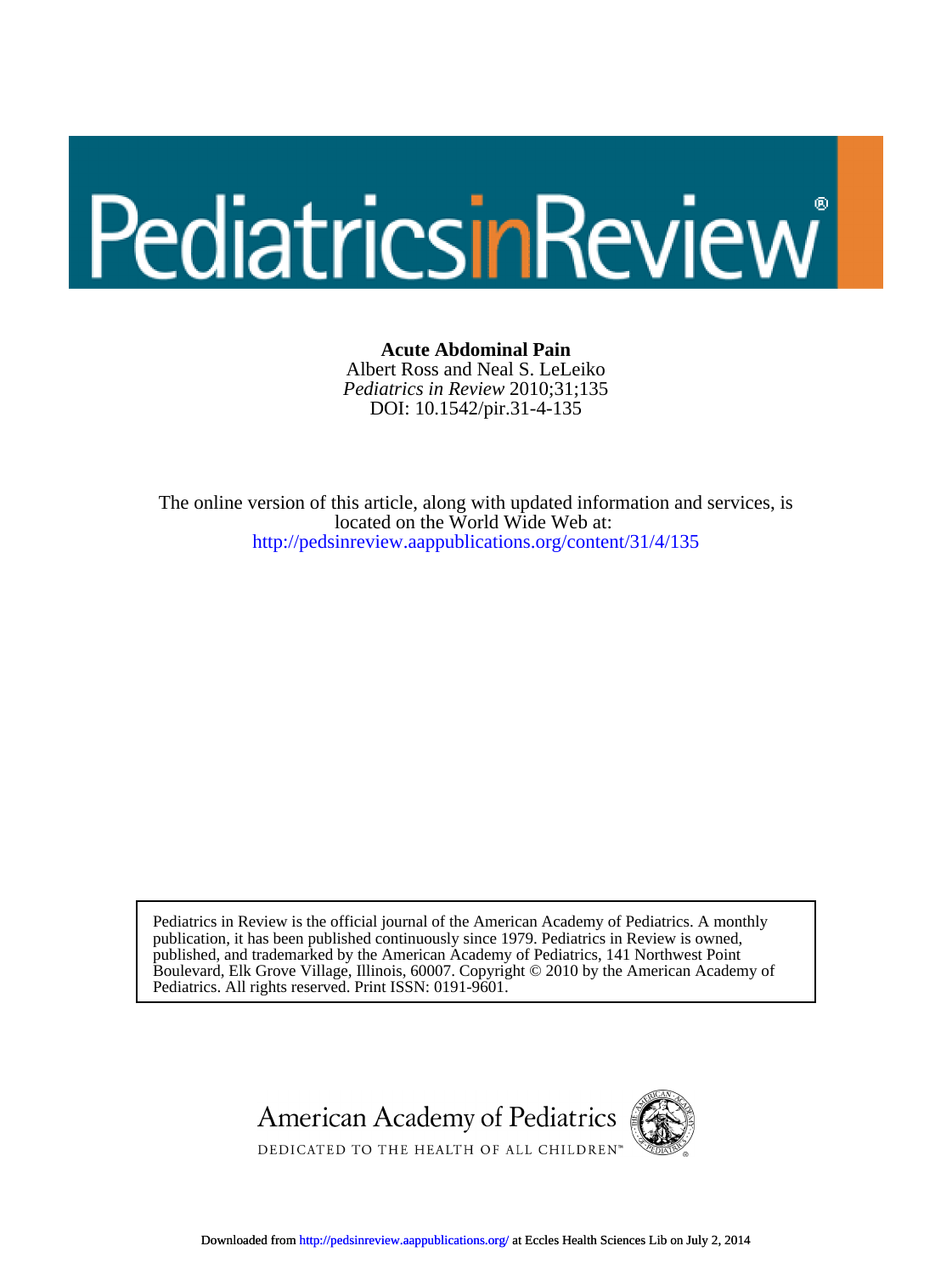# PediatricsinReview®

**Acute Abdominal Pain**
Albert Ross and Neal S. LeLeiko
*Pediatrics in Review* 2010;31;135
DOI: 10.1542/pir.31-4-135

The online version of this article, along with updated information and services, is located on the World Wide Web at:
http://pedsinreview.aappublications.org/content/31/4/135

Pediatrics in Review is the official journal of the American Academy of Pediatrics. A monthly publication, it has been published continuously since 1979. Pediatrics in Review is owned, published, and trademarked by the American Academy of Pediatrics, 141 Northwest Point Boulevard, Elk Grove Village, Illinois, 60007. Copyright © 2010 by the American Academy of Pediatrics. All rights reserved. Print ISSN: 0191-9601.

American Academy of Pediatrics
DEDICATED TO THE HEALTH OF ALL CHILDREN™

Downloaded from http://pedsinreview.aappublications.org/ at Eccles Health Sciences Lib on July 2, 2014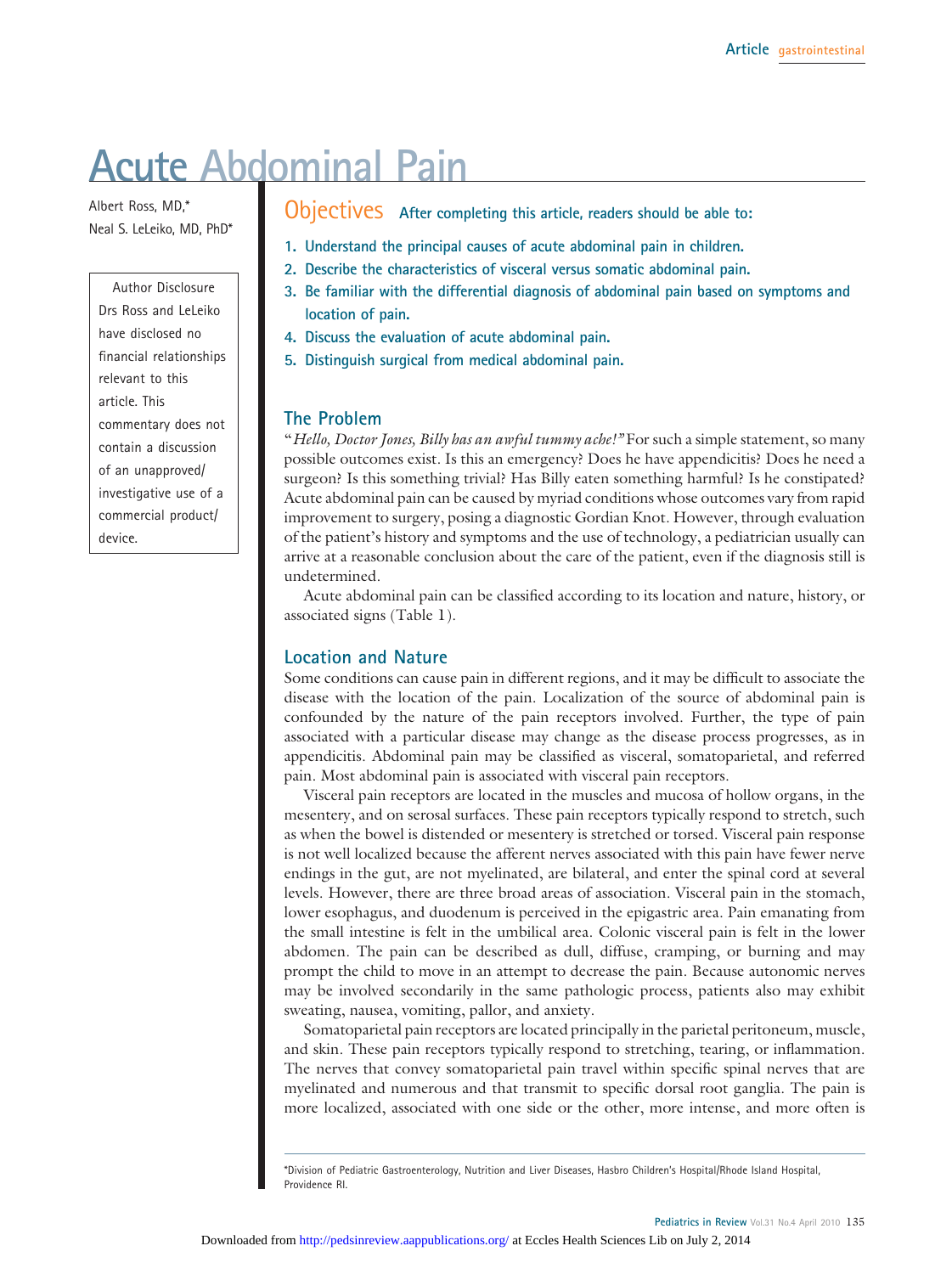# Acute Abdominal Pain

Albert Ross, MD,*
Neal S. LeLeiko, MD, PhD*

Author Disclosure
Drs Ross and LeLeiko have disclosed no financial relationships relevant to this article. This commentary does not contain a discussion of an unapproved/ investigative use of a commercial product/ device.

## Objectives

After completing this article, readers should be able to:

1. Understand the principal causes of acute abdominal pain in children.
2. Describe the characteristics of visceral versus somatic abdominal pain.
3. Be familiar with the differential diagnosis of abdominal pain based on symptoms and location of pain.
4. Discuss the evaluation of acute abdominal pain.
5. Distinguish surgical from medical abdominal pain.

## The Problem

"*Hello, Doctor Jones, Billy has an awful tummy ache!*" For such a simple statement, so many possible outcomes exist. Is this an emergency? Does he have appendicitis? Does he need a surgeon? Is this something trivial? Has Billy eaten something harmful? Is he constipated? Acute abdominal pain can be caused by myriad conditions whose outcomes vary from rapid improvement to surgery, posing a diagnostic Gordian Knot. However, through evaluation of the patient's history and symptoms and the use of technology, a pediatrician usually can arrive at a reasonable conclusion about the care of the patient, even if the diagnosis still is undetermined.

Acute abdominal pain can be classified according to its location and nature, history, or associated signs (Table 1).

## Location and Nature

Some conditions can cause pain in different regions, and it may be difficult to associate the disease with the location of the pain. Localization of the source of abdominal pain is confounded by the nature of the pain receptors involved. Further, the type of pain associated with a particular disease may change as the disease process progresses, as in appendicitis. Abdominal pain may be classified as visceral, somatoparietal, and referred pain. Most abdominal pain is associated with visceral pain receptors.

Visceral pain receptors are located in the muscles and mucosa of hollow organs, in the mesentery, and on serosal surfaces. These pain receptors typically respond to stretch, such as when the bowel is distended or mesentery is stretched or torsed. Visceral pain response is not well localized because the afferent nerves associated with this pain have fewer nerve endings in the gut, are not myelinated, are bilateral, and enter the spinal cord at several levels. However, there are three broad areas of association. Visceral pain in the stomach, lower esophagus, and duodenum is perceived in the epigastric area. Pain emanating from the small intestine is felt in the umbilical area. Colonic visceral pain is felt in the lower abdomen. The pain can be described as dull, diffuse, cramping, or burning and may prompt the child to move in an attempt to decrease the pain. Because autonomic nerves may be involved secondarily in the same pathologic process, patients also may exhibit sweating, nausea, vomiting, pallor, and anxiety.

Somatoparietal pain receptors are located principally in the parietal peritoneum, muscle, and skin. These pain receptors typically respond to stretching, tearing, or inflammation. The nerves that convey somatoparietal pain travel within specific spinal nerves that are myelinated and numerous and that transmit to specific dorsal root ganglia. The pain is more localized, associated with one side or the other, more intense, and more often is

*Division of Pediatric Gastroenterology, Nutrition and Liver Diseases, Hasbro Children's Hospital/Rhode Island Hospital, Providence RI.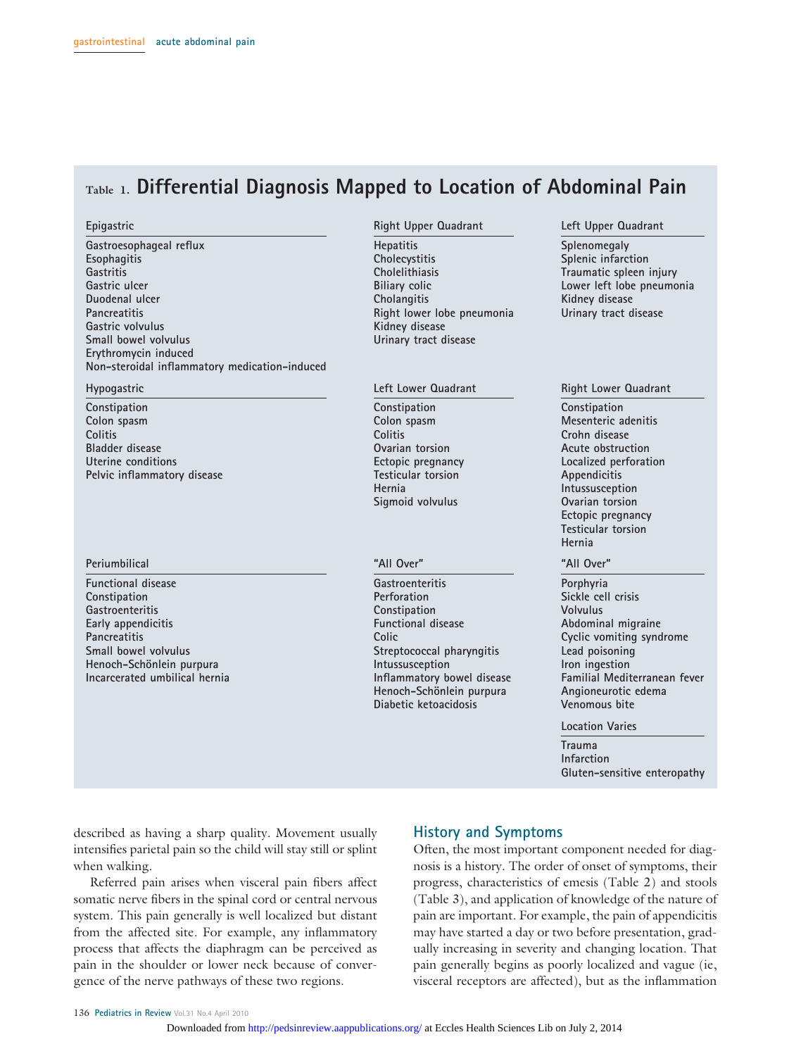**Table 1. Differential Diagnosis Mapped to Location of Abdominal Pain**

| Epigastric | Right Upper Quadrant | Left Upper Quadrant |
|---|---|---|
| Gastroesophageal reflux | Hepatitis | Splenomegaly |
| Esophagitis | Cholecystitis | Splenic infarction |
| Gastritis | Cholelithiasis | Traumatic spleen injury |
| Gastric ulcer | Biliary colic | Lower left lobe pneumonia |
| Duodenal ulcer | Cholangitis | Kidney disease |
| Pancreatitis | Right lower lobe pneumonia | Urinary tract disease |
| Gastric volvulus | Kidney disease | |
| Small bowel volvulus | Urinary tract disease | |
| Erythromycin induced | | |
| Non-steroidal inflammatory medication-induced | | |

| Hypogastric | Left Lower Quadrant | Right Lower Quadrant |
|---|---|---|
| Constipation | Constipation | Constipation |
| Colon spasm | Colon spasm | Mesenteric adenitis |
| Colitis | Colitis | Crohn disease |
| Bladder disease | Ovarian torsion | Acute obstruction |
| Uterine conditions | Ectopic pregnancy | Localized perforation |
| Pelvic inflammatory disease | Testicular torsion | Appendicitis |
| | Hernia | Intussusception |
| | Sigmoid volvulus | Ovarian torsion |
| | | Ectopic pregnancy |
| | | Testicular torsion |
| | | Hernia |

| Periumbilical | "All Over" | "All Over" |
|---|---|---|
| Functional disease | Gastroenteritis | Porphyria |
| Constipation | Perforation | Sickle cell crisis |
| Gastroenteritis | Constipation | Volvulus |
| Early appendicitis | Functional disease | Abdominal migraine |
| Pancreatitis | Colic | Cyclic vomiting syndrome |
| Small bowel volvulus | Streptococcal pharyngitis | Lead poisoning |
| Henoch-Schönlein purpura | Intussusception | Iron ingestion |
| Incarcerated umbilical hernia | Inflammatory bowel disease | Familial Mediterranean fever |
| | Henoch-Schönlein purpura | Angioneurotic edema |
| | Diabetic ketoacidosis | Venomous bite |

| Location Varies |
|---|
| Trauma |
| Infarction |
| Gluten-sensitive enteropathy |

described as having a sharp quality. Movement usually intensifies parietal pain so the child will stay still or splint when walking.

Referred pain arises when visceral pain fibers affect somatic nerve fibers in the spinal cord or central nervous system. This pain generally is well localized but distant from the affected site. For example, any inflammatory process that affects the diaphragm can be perceived as pain in the shoulder or lower neck because of convergence of the nerve pathways of these two regions.

## History and Symptoms

Often, the most important component needed for diagnosis is a history. The order of onset of symptoms, their progress, characteristics of emesis (Table 2) and stools (Table 3), and application of knowledge of the nature of pain are important. For example, the pain of appendicitis may have started a day or two before presentation, gradually increasing in severity and changing location. That pain generally begins as poorly localized and vague (ie, visceral receptors are affected), but as the inflammation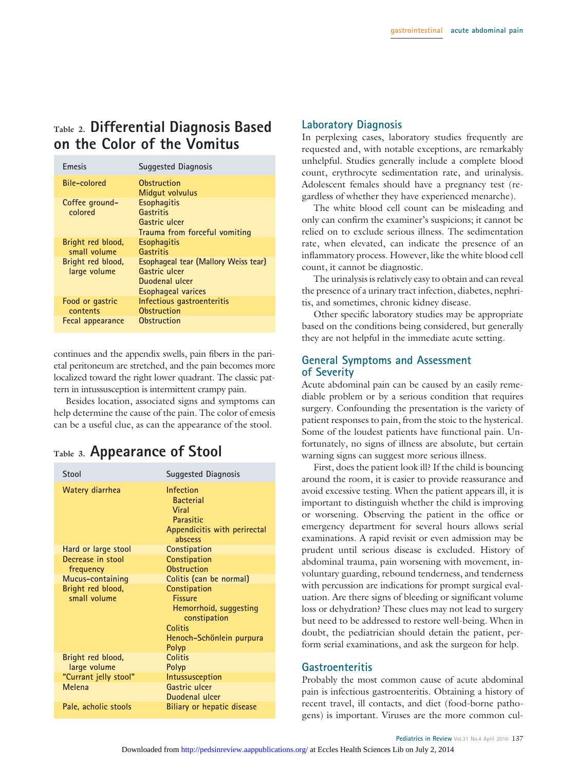## Table 2. Differential Diagnosis Based on the Color of the Vomitus

| Emesis | Suggested Diagnosis |
|---|---|
| Bile-colored | Obstruction<br>Midgut volvulus |
| Coffee ground-colored | Esophagitis<br>Gastritis<br>Gastric ulcer<br>Trauma from forceful vomiting |
| Bright red blood, small volume | Esophagitis<br>Gastritis |
| Bright red blood, large volume | Esophageal tear (Mallory Weiss tear)<br>Gastric ulcer<br>Duodenal ulcer<br>Esophageal varices |
| Food or gastric contents | Infectious gastroenteritis<br>Obstruction |
| Fecal appearance | Obstruction |

continues and the appendix swells, pain fibers in the parietal peritoneum are stretched, and the pain becomes more localized toward the right lower quadrant. The classic pattern in intussusception is intermittent crampy pain.

Besides location, associated signs and symptoms can help determine the cause of the pain. The color of emesis can be a useful clue, as can the appearance of the stool.

## Table 3. Appearance of Stool

| Stool | Suggested Diagnosis |
|---|---|
| Watery diarrhea | Infection<br>Bacterial<br>Viral<br>Parasitic<br>Appendicitis with perirectal abscess |
| Hard or large stool | Constipation |
| Decrease in stool frequency | Constipation<br>Obstruction |
| Mucus-containing | Colitis (can be normal) |
| Bright red blood, small volume | Constipation<br>Fissure<br>Hemorrhoid, suggesting constipation<br>Colitis<br>Henoch-Schönlein purpura<br>Polyp |
| Bright red blood, large volume | Colitis<br>Polyp |
| "Currant jelly stool" | Intussusception |
| Melena | Gastric ulcer<br>Duodenal ulcer |
| Pale, acholic stools | Biliary or hepatic disease |

## Laboratory Diagnosis

In perplexing cases, laboratory studies frequently are requested and, with notable exceptions, are remarkably unhelpful. Studies generally include a complete blood count, erythrocyte sedimentation rate, and urinalysis. Adolescent females should have a pregnancy test (regardless of whether they have experienced menarche).

The white blood cell count can be misleading and only can confirm the examiner's suspicions; it cannot be relied on to exclude serious illness. The sedimentation rate, when elevated, can indicate the presence of an inflammatory process. However, like the white blood cell count, it cannot be diagnostic.

The urinalysis is relatively easy to obtain and can reveal the presence of a urinary tract infection, diabetes, nephritis, and sometimes, chronic kidney disease.

Other specific laboratory studies may be appropriate based on the conditions being considered, but generally they are not helpful in the immediate acute setting.

## General Symptoms and Assessment of Severity

Acute abdominal pain can be caused by an easily remediable problem or by a serious condition that requires surgery. Confounding the presentation is the variety of patient responses to pain, from the stoic to the hysterical. Some of the loudest patients have functional pain. Unfortunately, no signs of illness are absolute, but certain warning signs can suggest more serious illness.

First, does the patient look ill? If the child is bouncing around the room, it is easier to provide reassurance and avoid excessive testing. When the patient appears ill, it is important to distinguish whether the child is improving or worsening. Observing the patient in the office or emergency department for several hours allows serial examinations. A rapid revisit or even admission may be prudent until serious disease is excluded. History of abdominal trauma, pain worsening with movement, involuntary guarding, rebound tenderness, and tenderness with percussion are indications for prompt surgical evaluation. Are there signs of bleeding or significant volume loss or dehydration? These clues may not lead to surgery but need to be addressed to restore well-being. When in doubt, the pediatrician should detain the patient, perform serial examinations, and ask the surgeon for help.

## Gastroenteritis

Probably the most common cause of acute abdominal pain is infectious gastroenteritis. Obtaining a history of recent travel, ill contacts, and diet (food-borne pathogens) is important. Viruses are the more common cul-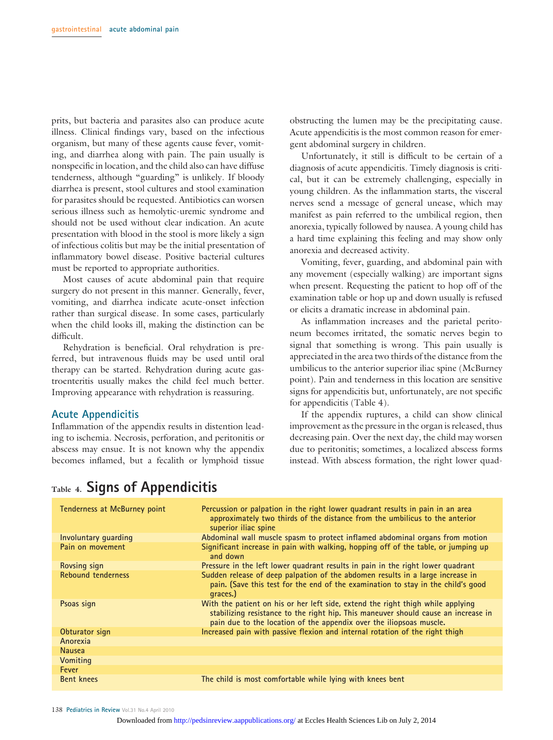prits, but bacteria and parasites also can produce acute illness. Clinical findings vary, based on the infectious organism, but many of these agents cause fever, vomiting, and diarrhea along with pain. The pain usually is nonspecific in location, and the child also can have diffuse tenderness, although "guarding" is unlikely. If bloody diarrhea is present, stool cultures and stool examination for parasites should be requested. Antibiotics can worsen serious illness such as hemolytic-uremic syndrome and should not be used without clear indication. An acute presentation with blood in the stool is more likely a sign of infectious colitis but may be the initial presentation of inflammatory bowel disease. Positive bacterial cultures must be reported to appropriate authorities.

Most causes of acute abdominal pain that require surgery do not present in this manner. Generally, fever, vomiting, and diarrhea indicate acute-onset infection rather than surgical disease. In some cases, particularly when the child looks ill, making the distinction can be difficult.

Rehydration is beneficial. Oral rehydration is preferred, but intravenous fluids may be used until oral therapy can be started. Rehydration during acute gastroenteritis usually makes the child feel much better. Improving appearance with rehydration is reassuring.

## Acute Appendicitis

Inflammation of the appendix results in distention leading to ischemia. Necrosis, perforation, and peritonitis or abscess may ensue. It is not known why the appendix becomes inflamed, but a fecalith or lymphoid tissue obstructing the lumen may be the precipitating cause. Acute appendicitis is the most common reason for emergent abdominal surgery in children.

Unfortunately, it still is difficult to be certain of a diagnosis of acute appendicitis. Timely diagnosis is critical, but it can be extremely challenging, especially in young children. As the inflammation starts, the visceral nerves send a message of general unease, which may manifest as pain referred to the umbilical region, then anorexia, typically followed by nausea. A young child has a hard time explaining this feeling and may show only anorexia and decreased activity.

Vomiting, fever, guarding, and abdominal pain with any movement (especially walking) are important signs when present. Requesting the patient to hop off of the examination table or hop up and down usually is refused or elicits a dramatic increase in abdominal pain.

As inflammation increases and the parietal peritoneum becomes irritated, the somatic nerves begin to signal that something is wrong. This pain usually is appreciated in the area two thirds of the distance from the umbilicus to the anterior superior iliac spine (McBurney point). Pain and tenderness in this location are sensitive signs for appendicitis but, unfortunately, are not specific for appendicitis (Table 4).

If the appendix ruptures, a child can show clinical improvement as the pressure in the organ is released, thus decreasing pain. Over the next day, the child may worsen due to peritonitis; sometimes, a localized abscess forms instead. With abscess formation, the right lower quad-

### Table 4. Signs of Appendicitis

| | |
|---|---|
| Tenderness at McBurney point | Percussion or palpation in the right lower quadrant results in pain in an area approximately two thirds of the distance from the umbilicus to the anterior superior iliac spine |
| Involuntary guarding | Abdominal wall muscle spasm to protect inflamed abdominal organs from motion |
| Pain on movement | Significant increase in pain with walking, hopping off of the table, or jumping up and down |
| Rovsing sign | Pressure in the left lower quadrant results in pain in the right lower quadrant |
| Rebound tenderness | Sudden release of deep palpation of the abdomen results in a large increase in pain. (Save this test for the end of the examination to stay in the child's good graces.) |
| Psoas sign | With the patient on his or her left side, extend the right thigh while applying stabilizing resistance to the right hip. This maneuver should cause an increase in pain due to the location of the appendix over the iliopsoas muscle. |
| Obturator sign | Increased pain with passive flexion and internal rotation of the right thigh |
| Anorexia | |
| Nausea | |
| Vomiting | |
| Fever | |
| Bent knees | The child is most comfortable while lying with knees bent |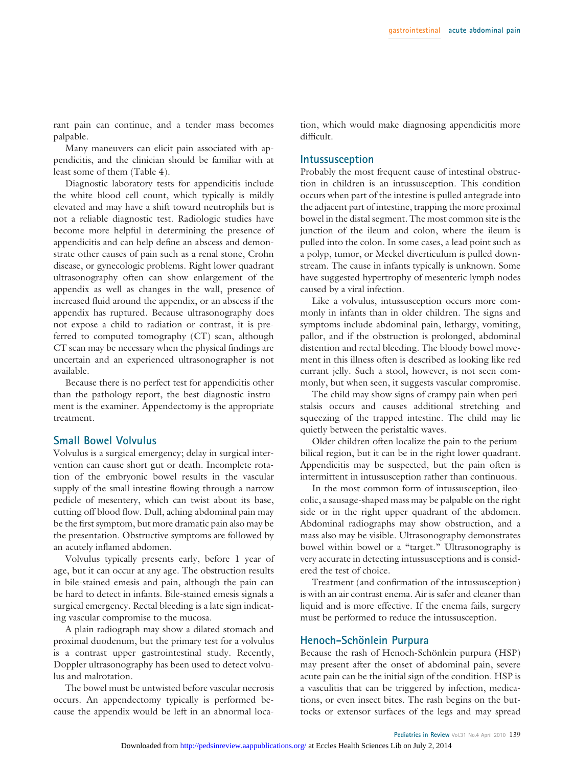rant pain can continue, and a tender mass becomes palpable.

Many maneuvers can elicit pain associated with appendicitis, and the clinician should be familiar with at least some of them (Table 4).

Diagnostic laboratory tests for appendicitis include the white blood cell count, which typically is mildly elevated and may have a shift toward neutrophils but is not a reliable diagnostic test. Radiologic studies have become more helpful in determining the presence of appendicitis and can help define an abscess and demonstrate other causes of pain such as a renal stone, Crohn disease, or gynecologic problems. Right lower quadrant ultrasonography often can show enlargement of the appendix as well as changes in the wall, presence of increased fluid around the appendix, or an abscess if the appendix has ruptured. Because ultrasonography does not expose a child to radiation or contrast, it is preferred to computed tomography (CT) scan, although CT scan may be necessary when the physical findings are uncertain and an experienced ultrasonographer is not available.

Because there is no perfect test for appendicitis other than the pathology report, the best diagnostic instrument is the examiner. Appendectomy is the appropriate treatment.

## Small Bowel Volvulus

Volvulus is a surgical emergency; delay in surgical intervention can cause short gut or death. Incomplete rotation of the embryonic bowel results in the vascular supply of the small intestine flowing through a narrow pedicle of mesentery, which can twist about its base, cutting off blood flow. Dull, aching abdominal pain may be the first symptom, but more dramatic pain also may be the presentation. Obstructive symptoms are followed by an acutely inflamed abdomen.

Volvulus typically presents early, before 1 year of age, but it can occur at any age. The obstruction results in bile-stained emesis and pain, although the pain can be hard to detect in infants. Bile-stained emesis signals a surgical emergency. Rectal bleeding is a late sign indicating vascular compromise to the mucosa.

A plain radiograph may show a dilated stomach and proximal duodenum, but the primary test for a volvulus is a contrast upper gastrointestinal study. Recently, Doppler ultrasonography has been used to detect volvulus and malrotation.

The bowel must be untwisted before vascular necrosis occurs. An appendectomy typically is performed because the appendix would be left in an abnormal location, which would make diagnosing appendicitis more difficult.

## Intussusception

Probably the most frequent cause of intestinal obstruction in children is an intussusception. This condition occurs when part of the intestine is pulled antegrade into the adjacent part of intestine, trapping the more proximal bowel in the distal segment. The most common site is the junction of the ileum and colon, where the ileum is pulled into the colon. In some cases, a lead point such as a polyp, tumor, or Meckel diverticulum is pulled downstream. The cause in infants typically is unknown. Some have suggested hypertrophy of mesenteric lymph nodes caused by a viral infection.

Like a volvulus, intussusception occurs more commonly in infants than in older children. The signs and symptoms include abdominal pain, lethargy, vomiting, pallor, and if the obstruction is prolonged, abdominal distention and rectal bleeding. The bloody bowel movement in this illness often is described as looking like red currant jelly. Such a stool, however, is not seen commonly, but when seen, it suggests vascular compromise.

The child may show signs of crampy pain when peristalsis occurs and causes additional stretching and squeezing of the trapped intestine. The child may lie quietly between the peristaltic waves.

Older children often localize the pain to the periumbilical region, but it can be in the right lower quadrant. Appendicitis may be suspected, but the pain often is intermittent in intussusception rather than continuous.

In the most common form of intussusception, ileocolic, a sausage-shaped mass may be palpable on the right side or in the right upper quadrant of the abdomen. Abdominal radiographs may show obstruction, and a mass also may be visible. Ultrasonography demonstrates bowel within bowel or a "target." Ultrasonography is very accurate in detecting intussusceptions and is considered the test of choice.

Treatment (and confirmation of the intussusception) is with an air contrast enema. Air is safer and cleaner than liquid and is more effective. If the enema fails, surgery must be performed to reduce the intussusception.

## Henoch-Schönlein Purpura

Because the rash of Henoch-Schönlein purpura (HSP) may present after the onset of abdominal pain, severe acute pain can be the initial sign of the condition. HSP is a vasculitis that can be triggered by infection, medications, or even insect bites. The rash begins on the buttocks or extensor surfaces of the legs and may spread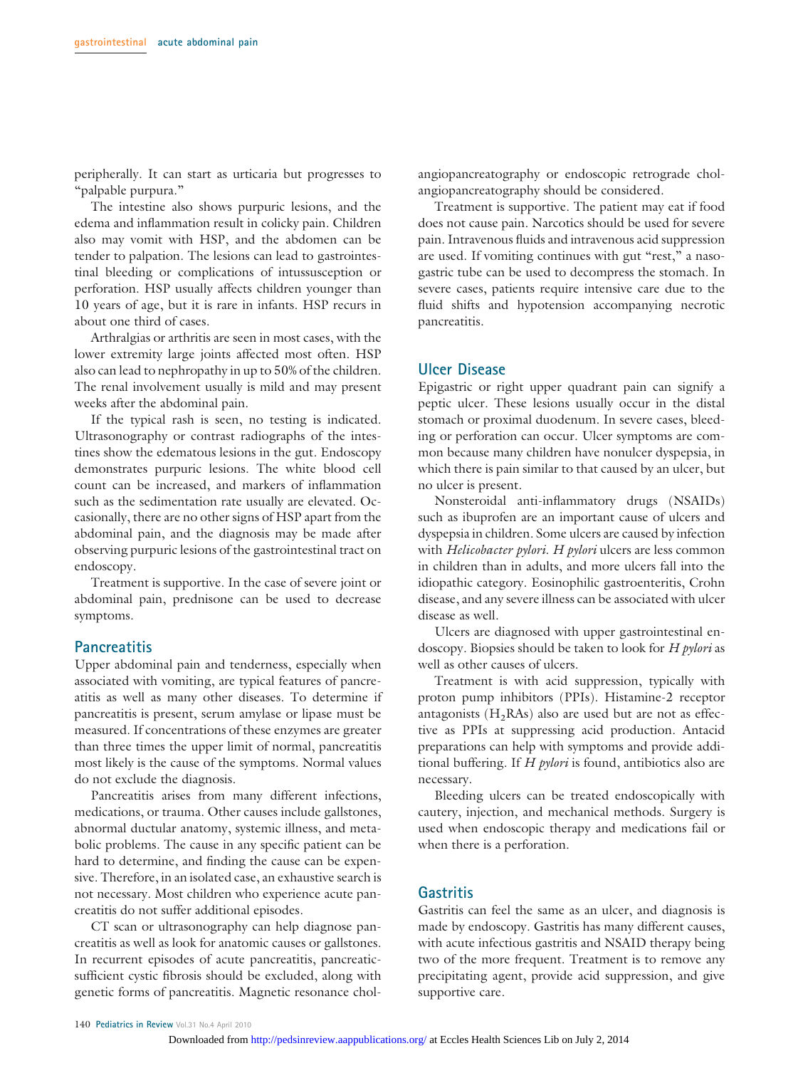peripherally. It can start as urticaria but progresses to "palpable purpura."

The intestine also shows purpuric lesions, and the edema and inflammation result in colicky pain. Children also may vomit with HSP, and the abdomen can be tender to palpation. The lesions can lead to gastrointestinal bleeding or complications of intussusception or perforation. HSP usually affects children younger than 10 years of age, but it is rare in infants. HSP recurs in about one third of cases.

Arthralgias or arthritis are seen in most cases, with the lower extremity large joints affected most often. HSP also can lead to nephropathy in up to 50% of the children. The renal involvement usually is mild and may present weeks after the abdominal pain.

If the typical rash is seen, no testing is indicated. Ultrasonography or contrast radiographs of the intestines show the edematous lesions in the gut. Endoscopy demonstrates purpuric lesions. The white blood cell count can be increased, and markers of inflammation such as the sedimentation rate usually are elevated. Occasionally, there are no other signs of HSP apart from the abdominal pain, and the diagnosis may be made after observing purpuric lesions of the gastrointestinal tract on endoscopy.

Treatment is supportive. In the case of severe joint or abdominal pain, prednisone can be used to decrease symptoms.

## Pancreatitis

Upper abdominal pain and tenderness, especially when associated with vomiting, are typical features of pancreatitis as well as many other diseases. To determine if pancreatitis is present, serum amylase or lipase must be measured. If concentrations of these enzymes are greater than three times the upper limit of normal, pancreatitis most likely is the cause of the symptoms. Normal values do not exclude the diagnosis.

Pancreatitis arises from many different infections, medications, or trauma. Other causes include gallstones, abnormal ductular anatomy, systemic illness, and metabolic problems. The cause in any specific patient can be hard to determine, and finding the cause can be expensive. Therefore, in an isolated case, an exhaustive search is not necessary. Most children who experience acute pancreatitis do not suffer additional episodes.

CT scan or ultrasonography can help diagnose pancreatitis as well as look for anatomic causes or gallstones. In recurrent episodes of acute pancreatitis, pancreatic-sufficient cystic fibrosis should be excluded, along with genetic forms of pancreatitis. Magnetic resonance cholangiopancreatography or endoscopic retrograde cholangiopancreatography should be considered.

Treatment is supportive. The patient may eat if food does not cause pain. Narcotics should be used for severe pain. Intravenous fluids and intravenous acid suppression are used. If vomiting continues with gut "rest," a nasogastric tube can be used to decompress the stomach. In severe cases, patients require intensive care due to the fluid shifts and hypotension accompanying necrotic pancreatitis.

## Ulcer Disease

Epigastric or right upper quadrant pain can signify a peptic ulcer. These lesions usually occur in the distal stomach or proximal duodenum. In severe cases, bleeding or perforation can occur. Ulcer symptoms are common because many children have nonulcer dyspepsia, in which there is pain similar to that caused by an ulcer, but no ulcer is present.

Nonsteroidal anti-inflammatory drugs (NSAIDs) such as ibuprofen are an important cause of ulcers and dyspepsia in children. Some ulcers are caused by infection with *Helicobacter pylori*. *H pylori* ulcers are less common in children than in adults, and more ulcers fall into the idiopathic category. Eosinophilic gastroenteritis, Crohn disease, and any severe illness can be associated with ulcer disease as well.

Ulcers are diagnosed with upper gastrointestinal endoscopy. Biopsies should be taken to look for *H pylori* as well as other causes of ulcers.

Treatment is with acid suppression, typically with proton pump inhibitors (PPIs). Histamine-2 receptor antagonists ($H_2$RAs) also are used but are not as effective as PPIs at suppressing acid production. Antacid preparations can help with symptoms and provide additional buffering. If *H pylori* is found, antibiotics also are necessary.

Bleeding ulcers can be treated endoscopically with cautery, injection, and mechanical methods. Surgery is used when endoscopic therapy and medications fail or when there is a perforation.

## Gastritis

Gastritis can feel the same as an ulcer, and diagnosis is made by endoscopy. Gastritis has many different causes, with acute infectious gastritis and NSAID therapy being two of the more frequent. Treatment is to remove any precipitating agent, provide acid suppression, and give supportive care.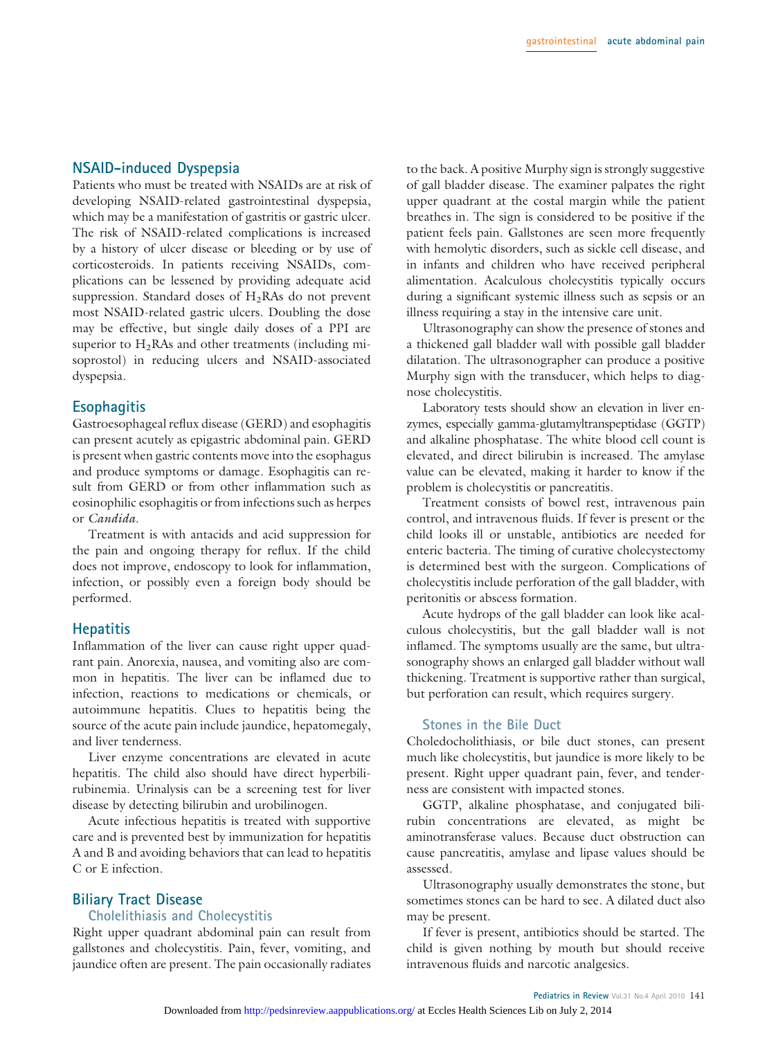## NSAID-induced Dyspepsia

Patients who must be treated with NSAIDs are at risk of developing NSAID-related gastrointestinal dyspepsia, which may be a manifestation of gastritis or gastric ulcer. The risk of NSAID-related complications is increased by a history of ulcer disease or bleeding or by use of corticosteroids. In patients receiving NSAIDs, complications can be lessened by providing adequate acid suppression. Standard doses of $H_2$RAs do not prevent most NSAID-related gastric ulcers. Doubling the dose may be effective, but single daily doses of a PPI are superior to $H_2$RAs and other treatments (including misoprostol) in reducing ulcers and NSAID-associated dyspepsia.

## Esophagitis

Gastroesophageal reflux disease (GERD) and esophagitis can present acutely as epigastric abdominal pain. GERD is present when gastric contents move into the esophagus and produce symptoms or damage. Esophagitis can result from GERD or from other inflammation such as eosinophilic esophagitis or from infections such as herpes or *Candida*.

Treatment is with antacids and acid suppression for the pain and ongoing therapy for reflux. If the child does not improve, endoscopy to look for inflammation, infection, or possibly even a foreign body should be performed.

## Hepatitis

Inflammation of the liver can cause right upper quadrant pain. Anorexia, nausea, and vomiting also are common in hepatitis. The liver can be inflamed due to infection, reactions to medications or chemicals, or autoimmune hepatitis. Clues to hepatitis being the source of the acute pain include jaundice, hepatomegaly, and liver tenderness.

Liver enzyme concentrations are elevated in acute hepatitis. The child also should have direct hyperbilirubinemia. Urinalysis can be a screening test for liver disease by detecting bilirubin and urobilinogen.

Acute infectious hepatitis is treated with supportive care and is prevented best by immunization for hepatitis A and B and avoiding behaviors that can lead to hepatitis C or E infection.

## Biliary Tract Disease

### Cholelithiasis and Cholecystitis

Right upper quadrant abdominal pain can result from gallstones and cholecystitis. Pain, fever, vomiting, and jaundice often are present. The pain occasionally radiates to the back. A positive Murphy sign is strongly suggestive of gall bladder disease. The examiner palpates the right upper quadrant at the costal margin while the patient breathes in. The sign is considered to be positive if the patient feels pain. Gallstones are seen more frequently with hemolytic disorders, such as sickle cell disease, and in infants and children who have received peripheral alimentation. Acalculous cholecystitis typically occurs during a significant systemic illness such as sepsis or an illness requiring a stay in the intensive care unit.

Ultrasonography can show the presence of stones and a thickened gall bladder wall with possible gall bladder dilatation. The ultrasonographer can produce a positive Murphy sign with the transducer, which helps to diagnose cholecystitis.

Laboratory tests should show an elevation in liver enzymes, especially gamma-glutamyltranspeptidase (GGTP) and alkaline phosphatase. The white blood cell count is elevated, and direct bilirubin is increased. The amylase value can be elevated, making it harder to know if the problem is cholecystitis or pancreatitis.

Treatment consists of bowel rest, intravenous pain control, and intravenous fluids. If fever is present or the child looks ill or unstable, antibiotics are needed for enteric bacteria. The timing of curative cholecystectomy is determined best with the surgeon. Complications of cholecystitis include perforation of the gall bladder, with peritonitis or abscess formation.

Acute hydrops of the gall bladder can look like acalculous cholecystitis, but the gall bladder wall is not inflamed. The symptoms usually are the same, but ultrasonography shows an enlarged gall bladder without wall thickening. Treatment is supportive rather than surgical, but perforation can result, which requires surgery.

### Stones in the Bile Duct

Choledocholithiasis, or bile duct stones, can present much like cholecystitis, but jaundice is more likely to be present. Right upper quadrant pain, fever, and tenderness are consistent with impacted stones.

GGTP, alkaline phosphatase, and conjugated bilirubin concentrations are elevated, as might be aminotransferase values. Because duct obstruction can cause pancreatitis, amylase and lipase values should be assessed.

Ultrasonography usually demonstrates the stone, but sometimes stones can be hard to see. A dilated duct also may be present.

If fever is present, antibiotics should be started. The child is given nothing by mouth but should receive intravenous fluids and narcotic analgesics.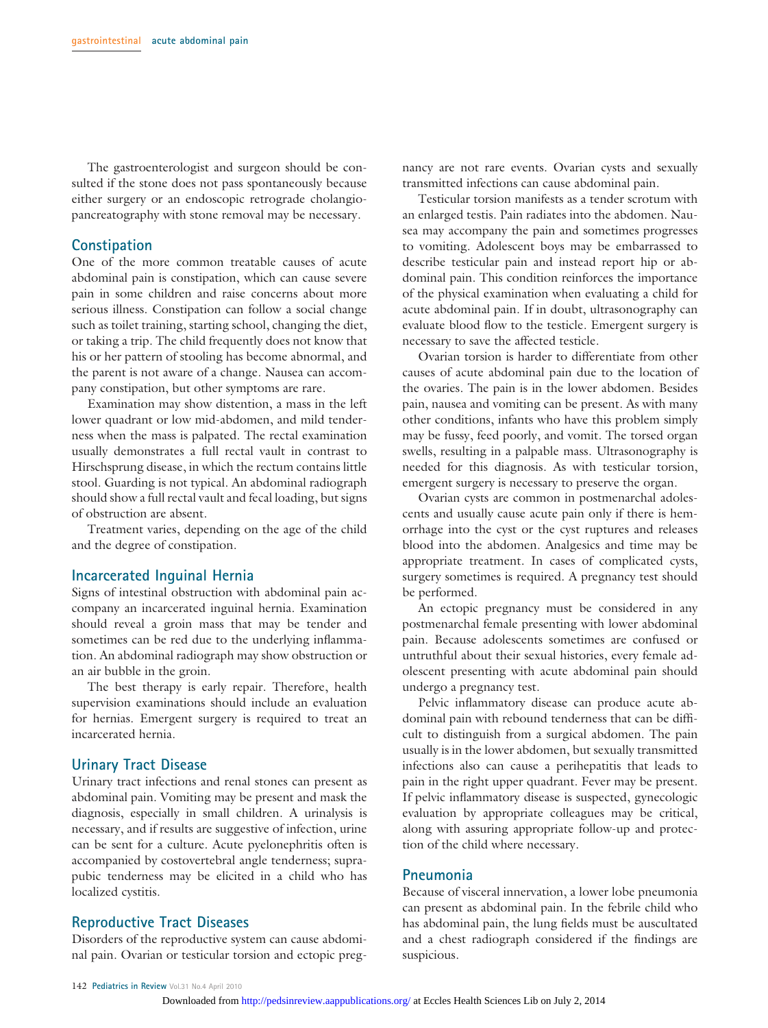The gastroenterologist and surgeon should be consulted if the stone does not pass spontaneously because either surgery or an endoscopic retrograde cholangiopancreatography with stone removal may be necessary.

## Constipation

One of the more common treatable causes of acute abdominal pain is constipation, which can cause severe pain in some children and raise concerns about more serious illness. Constipation can follow a social change such as toilet training, starting school, changing the diet, or taking a trip. The child frequently does not know that his or her pattern of stooling has become abnormal, and the parent is not aware of a change. Nausea can accompany constipation, but other symptoms are rare.

Examination may show distention, a mass in the left lower quadrant or low mid-abdomen, and mild tenderness when the mass is palpated. The rectal examination usually demonstrates a full rectal vault in contrast to Hirschsprung disease, in which the rectum contains little stool. Guarding is not typical. An abdominal radiograph should show a full rectal vault and fecal loading, but signs of obstruction are absent.

Treatment varies, depending on the age of the child and the degree of constipation.

## Incarcerated Inguinal Hernia

Signs of intestinal obstruction with abdominal pain accompany an incarcerated inguinal hernia. Examination should reveal a groin mass that may be tender and sometimes can be red due to the underlying inflammation. An abdominal radiograph may show obstruction or an air bubble in the groin.

The best therapy is early repair. Therefore, health supervision examinations should include an evaluation for hernias. Emergent surgery is required to treat an incarcerated hernia.

## Urinary Tract Disease

Urinary tract infections and renal stones can present as abdominal pain. Vomiting may be present and mask the diagnosis, especially in small children. A urinalysis is necessary, and if results are suggestive of infection, urine can be sent for a culture. Acute pyelonephritis often is accompanied by costovertebral angle tenderness; suprapubic tenderness may be elicited in a child who has localized cystitis.

## Reproductive Tract Diseases

Disorders of the reproductive system can cause abdominal pain. Ovarian or testicular torsion and ectopic pregnancy are not rare events. Ovarian cysts and sexually transmitted infections can cause abdominal pain.

Testicular torsion manifests as a tender scrotum with an enlarged testis. Pain radiates into the abdomen. Nausea may accompany the pain and sometimes progresses to vomiting. Adolescent boys may be embarrassed to describe testicular pain and instead report hip or abdominal pain. This condition reinforces the importance of the physical examination when evaluating a child for acute abdominal pain. If in doubt, ultrasonography can evaluate blood flow to the testicle. Emergent surgery is necessary to save the affected testicle.

Ovarian torsion is harder to differentiate from other causes of acute abdominal pain due to the location of the ovaries. The pain is in the lower abdomen. Besides pain, nausea and vomiting can be present. As with many other conditions, infants who have this problem simply may be fussy, feed poorly, and vomit. The torsed organ swells, resulting in a palpable mass. Ultrasonography is needed for this diagnosis. As with testicular torsion, emergent surgery is necessary to preserve the organ.

Ovarian cysts are common in postmenarchal adolescents and usually cause acute pain only if there is hemorrhage into the cyst or the cyst ruptures and releases blood into the abdomen. Analgesics and time may be appropriate treatment. In cases of complicated cysts, surgery sometimes is required. A pregnancy test should be performed.

An ectopic pregnancy must be considered in any postmenarchal female presenting with lower abdominal pain. Because adolescents sometimes are confused or untruthful about their sexual histories, every female adolescent presenting with acute abdominal pain should undergo a pregnancy test.

Pelvic inflammatory disease can produce acute abdominal pain with rebound tenderness that can be difficult to distinguish from a surgical abdomen. The pain usually is in the lower abdomen, but sexually transmitted infections also can cause a perihepatitis that leads to pain in the right upper quadrant. Fever may be present. If pelvic inflammatory disease is suspected, gynecologic evaluation by appropriate colleagues may be critical, along with assuring appropriate follow-up and protection of the child where necessary.

## Pneumonia

Because of visceral innervation, a lower lobe pneumonia can present as abdominal pain. In the febrile child who has abdominal pain, the lung fields must be auscultated and a chest radiograph considered if the findings are suspicious.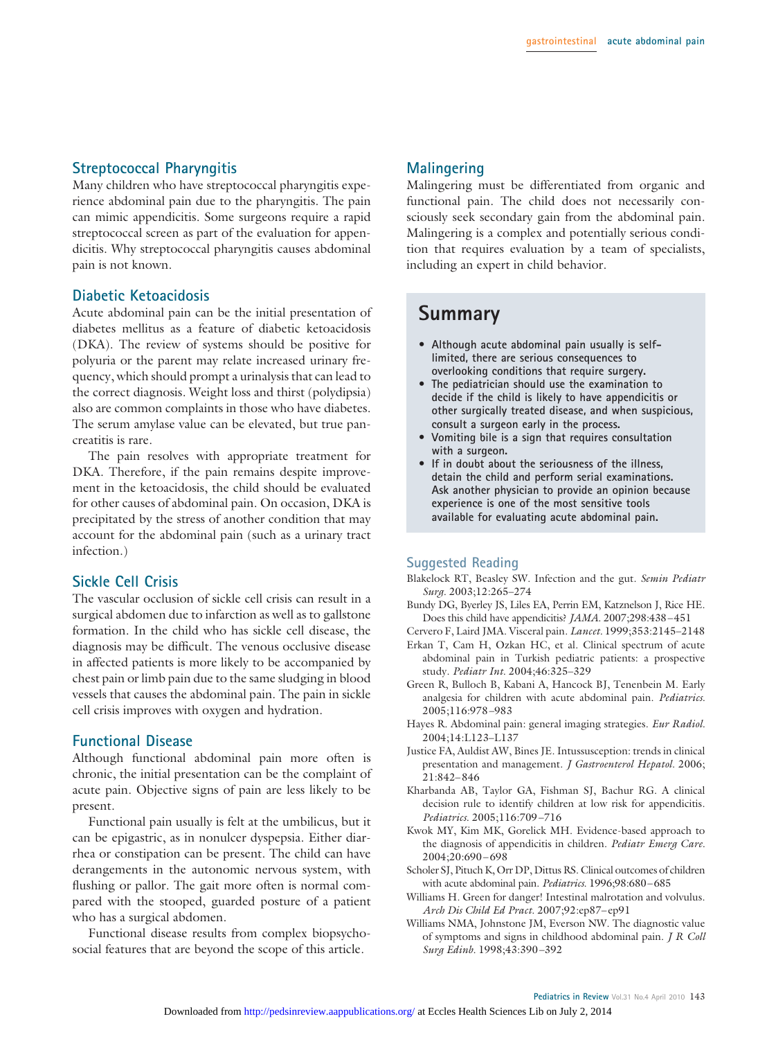## Streptococcal Pharyngitis

Many children who have streptococcal pharyngitis experience abdominal pain due to the pharyngitis. The pain can mimic appendicitis. Some surgeons require a rapid streptococcal screen as part of the evaluation for appendicitis. Why streptococcal pharyngitis causes abdominal pain is not known.

## Diabetic Ketoacidosis

Acute abdominal pain can be the initial presentation of diabetes mellitus as a feature of diabetic ketoacidosis (DKA). The review of systems should be positive for polyuria or the parent may relate increased urinary frequency, which should prompt a urinalysis that can lead to the correct diagnosis. Weight loss and thirst (polydipsia) also are common complaints in those who have diabetes. The serum amylase value can be elevated, but true pancreatitis is rare.

The pain resolves with appropriate treatment for DKA. Therefore, if the pain remains despite improvement in the ketoacidosis, the child should be evaluated for other causes of abdominal pain. On occasion, DKA is precipitated by the stress of another condition that may account for the abdominal pain (such as a urinary tract infection.)

## Sickle Cell Crisis

The vascular occlusion of sickle cell crisis can result in a surgical abdomen due to infarction as well as to gallstone formation. In the child who has sickle cell disease, the diagnosis may be difficult. The venous occlusive disease in affected patients is more likely to be accompanied by chest pain or limb pain due to the same sludging in blood vessels that causes the abdominal pain. The pain in sickle cell crisis improves with oxygen and hydration.

## Functional Disease

Although functional abdominal pain more often is chronic, the initial presentation can be the complaint of acute pain. Objective signs of pain are less likely to be present.

Functional pain usually is felt at the umbilicus, but it can be epigastric, as in nonulcer dyspepsia. Either diarrhea or constipation can be present. The child can have derangements in the autonomic nervous system, with flushing or pallor. The gait more often is normal compared with the stooped, guarded posture of a patient who has a surgical abdomen.

Functional disease results from complex biopsychosocial features that are beyond the scope of this article.

## Malingering

Malingering must be differentiated from organic and functional pain. The child does not necessarily consciously seek secondary gain from the abdominal pain. Malingering is a complex and potentially serious condition that requires evaluation by a team of specialists, including an expert in child behavior.

## Summary

- **Although acute abdominal pain usually is self-limited, there are serious consequences to overlooking conditions that require surgery.**
- **The pediatrician should use the examination to decide if the child is likely to have appendicitis or other surgically treated disease, and when suspicious, consult a surgeon early in the process.**
- **Vomiting bile is a sign that requires consultation with a surgeon.**
- **If in doubt about the seriousness of the illness, detain the child and perform serial examinations. Ask another physician to provide an opinion because experience is one of the most sensitive tools available for evaluating acute abdominal pain.**

## Suggested Reading

Blakelock RT, Beasley SW. Infection and the gut. *Semin Pediatr Surg.* 2003;12:265–274

Bundy DG, Byerley JS, Liles EA, Perrin EM, Katznelson J, Rice HE. Does this child have appendicitis? *JAMA.* 2007;298:438–451

Cervero F, Laird JMA. Visceral pain. *Lancet.* 1999;353:2145–2148

Erkan T, Cam H, Ozkan HC, et al. Clinical spectrum of acute abdominal pain in Turkish pediatric patients: a prospective study. *Pediatr Int.* 2004;46:325–329

Green R, Bulloch B, Kabani A, Hancock BJ, Tenenbein M. Early analgesia for children with acute abdominal pain. *Pediatrics.* 2005;116:978–983

Hayes R. Abdominal pain: general imaging strategies. *Eur Radiol.* 2004;14:L123–L137

Justice FA, Auldist AW, Bines JE. Intussusception: trends in clinical presentation and management. *J Gastroenterol Hepatol.* 2006;21:842–846

Kharbanda AB, Taylor GA, Fishman SJ, Bachur RG. A clinical decision rule to identify children at low risk for appendicitis. *Pediatrics.* 2005;116:709–716

Kwok MY, Kim MK, Gorelick MH. Evidence-based approach to the diagnosis of appendicitis in children. *Pediatr Emerg Care.* 2004;20:690–698

Scholer SJ, Pituch K, Orr DP, Dittus RS. Clinical outcomes of children with acute abdominal pain. *Pediatrics.* 1996;98:680–685

Williams H. Green for danger! Intestinal malrotation and volvulus. *Arch Dis Child Ed Pract.* 2007;92:ep87–ep91

Williams NMA, Johnstone JM, Everson NW. The diagnostic value of symptoms and signs in childhood abdominal pain. *J R Coll Surg Edinb.* 1998;43:390–392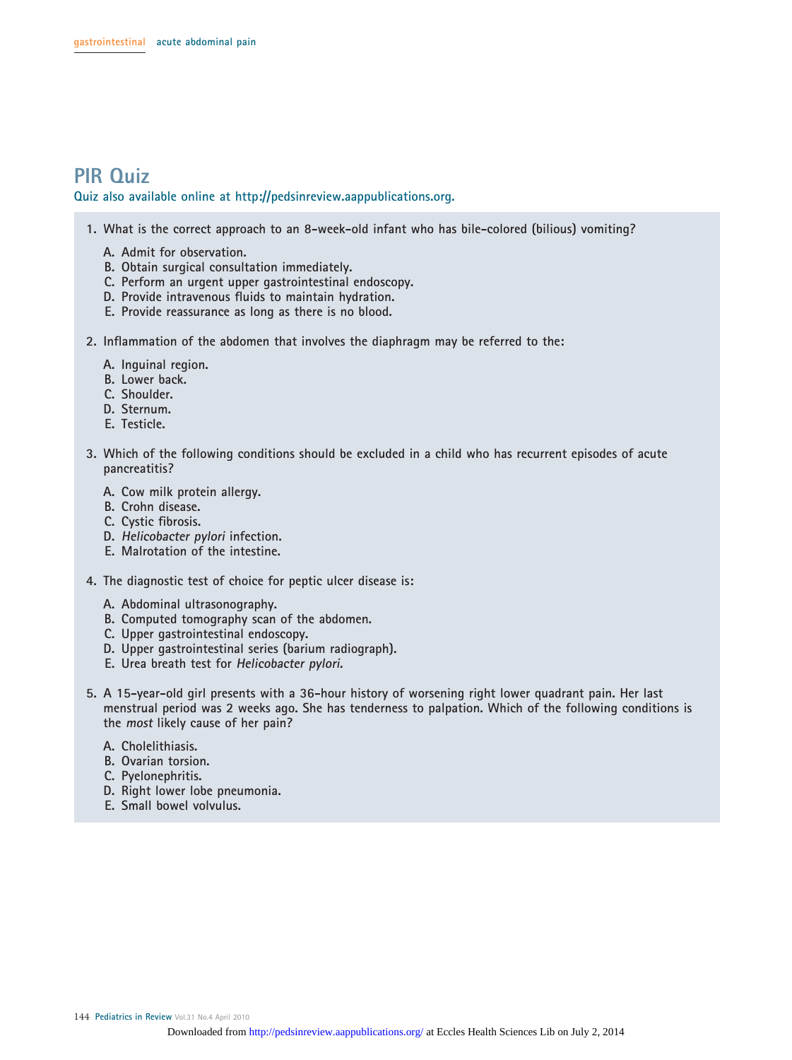# PIR Quiz

Quiz also available online at http://pedsinreview.aappublications.org.

1. What is the correct approach to an 8-week-old infant who has bile-colored (bilious) vomiting?

   A. Admit for observation.
   B. Obtain surgical consultation immediately.
   C. Perform an urgent upper gastrointestinal endoscopy.
   D. Provide intravenous fluids to maintain hydration.
   E. Provide reassurance as long as there is no blood.

2. Inflammation of the abdomen that involves the diaphragm may be referred to the:

   A. Inguinal region.
   B. Lower back.
   C. Shoulder.
   D. Sternum.
   E. Testicle.

3. Which of the following conditions should be excluded in a child who has recurrent episodes of acute pancreatitis?

   A. Cow milk protein allergy.
   B. Crohn disease.
   C. Cystic fibrosis.
   D. *Helicobacter pylori* infection.
   E. Malrotation of the intestine.

4. The diagnostic test of choice for peptic ulcer disease is:

   A. Abdominal ultrasonography.
   B. Computed tomography scan of the abdomen.
   C. Upper gastrointestinal endoscopy.
   D. Upper gastrointestinal series (barium radiograph).
   E. Urea breath test for *Helicobacter pylori.*

5. A 15-year-old girl presents with a 36-hour history of worsening right lower quadrant pain. Her last menstrual period was 2 weeks ago. She has tenderness to palpation. Which of the following conditions is the *most* likely cause of her pain?

   A. Cholelithiasis.
   B. Ovarian torsion.
   C. Pyelonephritis.
   D. Right lower lobe pneumonia.
   E. Small bowel volvulus.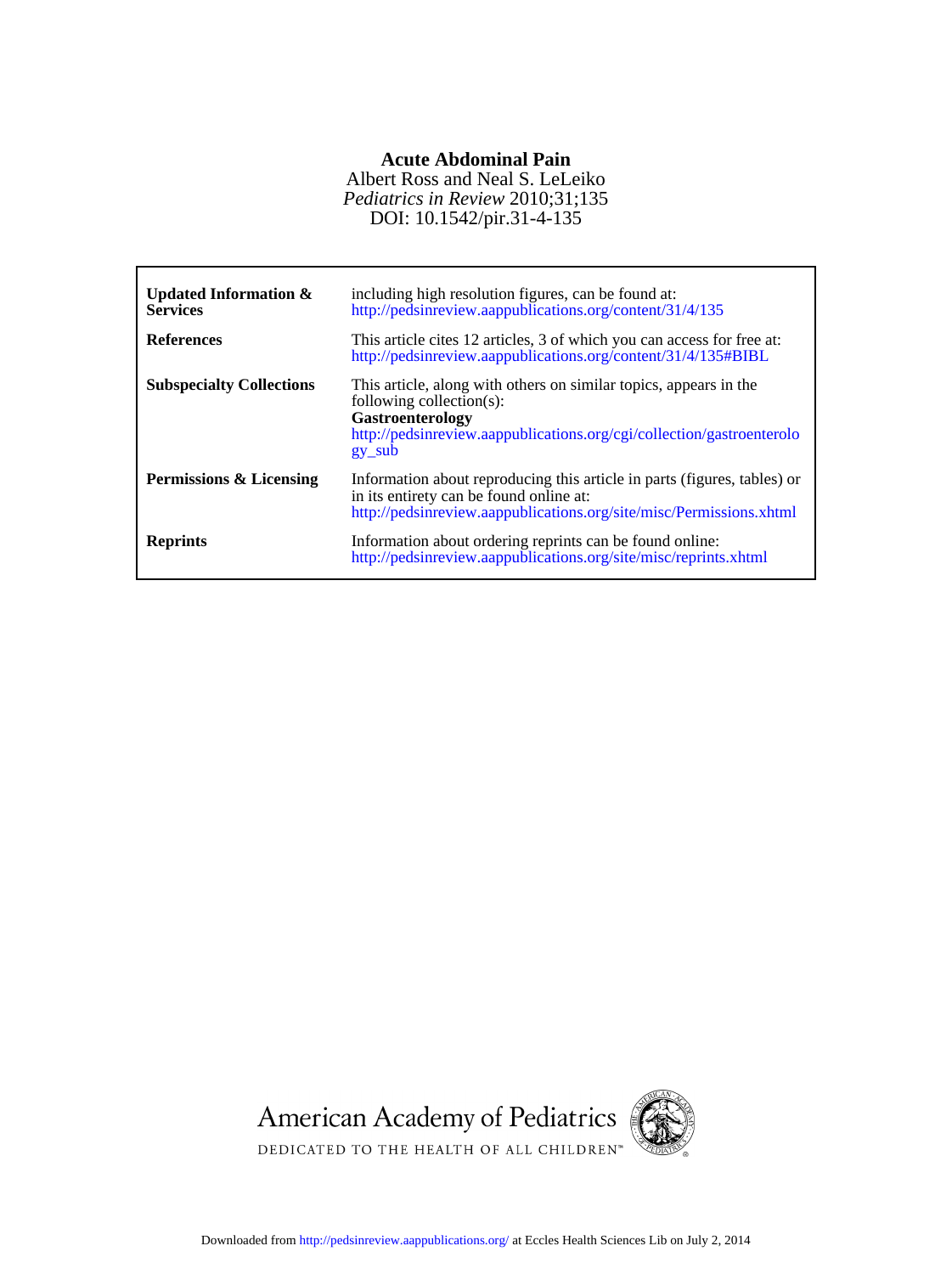# Acute Abdominal Pain

Albert Ross and Neal S. LeLeiko

*Pediatrics in Review* 2010;31;135

DOI: 10.1542/pir.31-4-135

| | |
|---|---|
| **Updated Information & Services** | including high resolution figures, can be found at: http://pedsinreview.aappublications.org/content/31/4/135 |
| **References** | This article cites 12 articles, 3 of which you can access for free at: http://pedsinreview.aappublications.org/content/31/4/135#BIBL |
| **Subspecialty Collections** | This article, along with others on similar topics, appears in the following collection(s): **Gastroenterology** http://pedsinreview.aappublications.org/cgi/collection/gastroenterology_sub |
| **Permissions & Licensing** | Information about reproducing this article in parts (figures, tables) or in its entirety can be found online at: http://pedsinreview.aappublications.org/site/misc/Permissions.xhtml |
| **Reprints** | Information about ordering reprints can be found online: http://pedsinreview.aappublications.org/site/misc/reprints.xhtml |

American Academy of Pediatrics

DEDICATED TO THE HEALTH OF ALL CHILDREN™

Downloaded from http://pedsinreview.aappublications.org/ at Eccles Health Sciences Lib on July 2, 2014